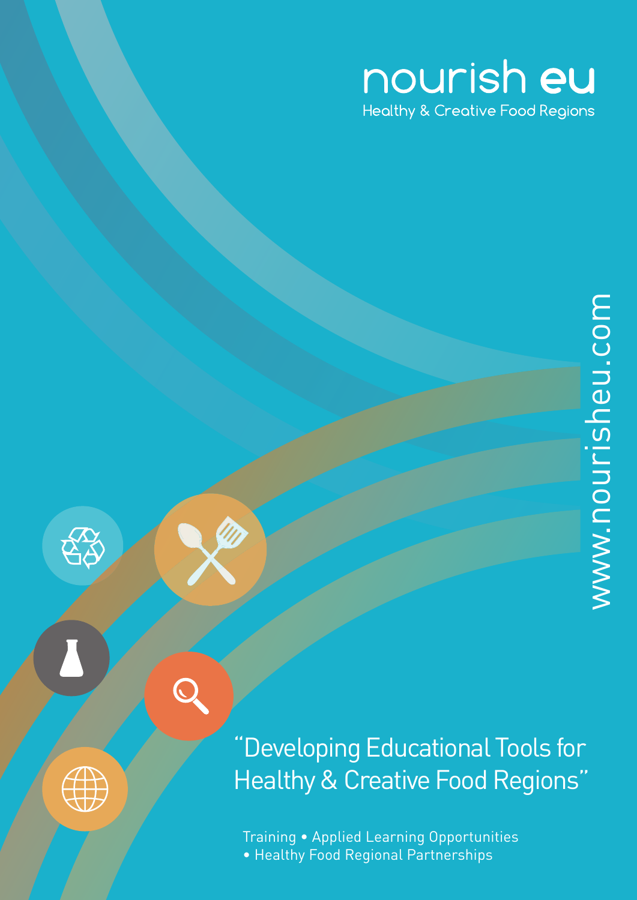# nourish eu

Healthy & Creative Food Regions

www.nourisheu.com

## "Developing Educational Tools for Healthy & Creative Food Regions"

Training • Applied Learning Opportunities • Healthy Food Regional Partnerships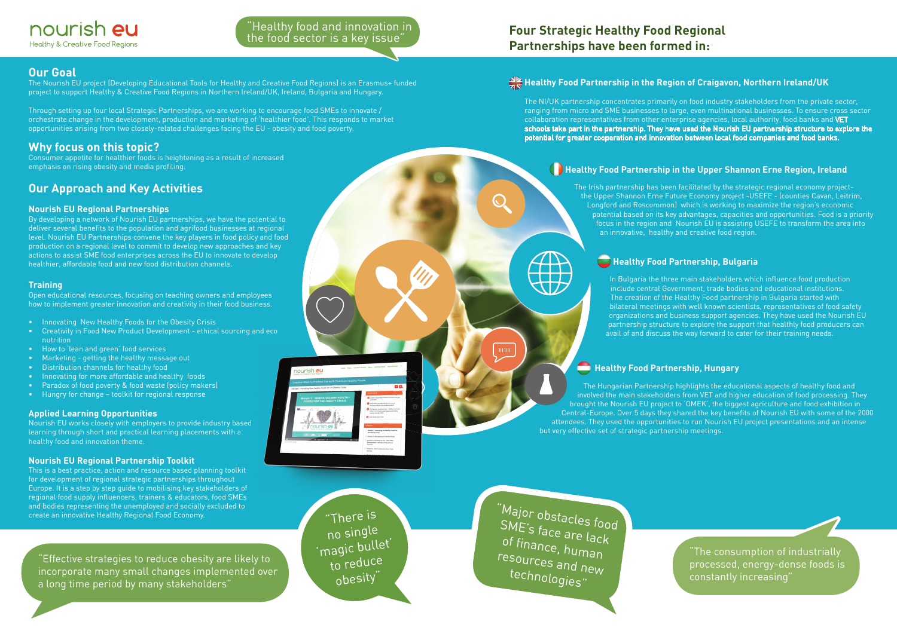nourish eu
Healthy & Creative Food Regions

"Healthy food and innovation in the food sector is a key issue"

## Our Goal

The Nourish EU project (Developing Educational Tools for Healthy and Creative Food Regions) is an Erasmus+ funded project to support Healthy & Creative Food Regions in Northern Ireland/UK, Ireland, Bulgaria and Hungary.

Through setting up four local Strategic Partnerships, we are working to encourage food SMEs to innovate / orchestrate change in the development, production and marketing of 'healthier food'. This responds to market opportunities arising from two closely-related challenges facing the EU - obesity and food poverty.

## Why focus on this topic?

Consumer appetite for healthier foods is heightening as a result of increased emphasis on rising obesity and media profiling.

## Our Approach and Key Activities

### Nourish EU Regional Partnerships

By developing a network of Nourish EU partnerships, we have the potential to deliver several benefits to the population and agrifood businesses at regional level. Nourish EU Partnerships convene the key players in food policy and food production on a regional level to commit to develop new approaches and key actions to assist SME food enterprises across the EU to innovate to develop healthier, affordable food and new food distribution channels.

### Training

Open educational resources, focusing on teaching owners and employees how to implement greater innovation and creativity in their food business.

- Innovating New Healthy Foods for the Obesity Crisis
- Creativity in Food New Product Development - ethical sourcing and eco nutrition
- How to 'lean and green' food services
- Marketing - getting the healthy message out
- Distribution channels for healthy food
- Innovating for more affordable and healthy foods
- Paradox of food poverty & food waste (policy makers)
- Hungry for change – toolkit for regional response

### Applied Learning Opportunities

Nourish EU works closely with employers to provide industry based learning through short and practical learning placements with a healthy food and innovation theme.

### Nourish EU Regional Partnership Toolkit

This is a best practice, action and resource based planning toolkit for development of regional strategic partnerships throughout Europe. It is a step by step guide to mobilising key stakeholders of regional food supply influencers, trainers & educators, food SMEs and bodies representing the unemployed and socially excluded to create an innovative Healthy Regional Food Economy.

"Effective strategies to reduce obesity are likely to incorporate many small changes implemented over a long time period by many stakeholders"

"There is no single 'magic bullet' to reduce obesity"

## Four Strategic Healthy Food Regional Partnerships have been formed in:

### Healthy Food Partnership in the Region of Craigavon, Northern Ireland/UK

The NI/UK partnership concentrates primarily on food industry stakeholders from the private sector, ranging from micro and SME businesses to large, even multinational businesses. To ensure cross sector collaboration representatives from other enterprise agencies, local authority, food banks and **VET schools take part in the partnership. They have used the Nourish EU partnership structure to explore the potential for greater cooperation and innovation between local food companies and food banks.**

### Healthy Food Partnership in the Upper Shannon Erne Region, Ireland

The Irish partnership has been facilitated by the strategic regional economy project- the Upper Shannon Erne Future Economy project -USEFE - (counties Cavan, Leitrim, Longford and Roscommon) which is working to maximize the region's economic potential based on its key advantages, capacities and opportunities. Food is a priority focus in the region and Nourish EU is assisting USEFE to transform the area into an innovative, healthy and creative food region.

### Healthy Food Partnership, Bulgaria

In Bulgaria the three main stakeholders which influence food production include central Government, trade bodies and educational institutions. The creation of the Healthy Food partnership in Bulgaria started with bilateral meetings with well known scientists, representatives of food safety organizations and business support agencies. They have used the Nourish EU partnership structure to explore the support that healthly food producers can avail of and discuss the way forward to cater for their training needs.

### Healthy Food Partnership, Hungary

The Hungarian Partnership highlights the educational aspects of healthy food and involved the main stakeholders from VET and higher education of food processing. They brought the Nourish EU project to 'OMEK', the biggest agriculture and food exhibition in Central-Europe. Over 5 days they shared the key benefits of Nourish EU with some of the 2000 attendees. They used the opportunities to run Nourish EU project presentations and an intense but very effective set of strategic partnership meetings.

"Major obstacles food SME's face are lack of finance, human resources and new technologies"

"The consumption of industrially processed, energy-dense foods is constantly increasing"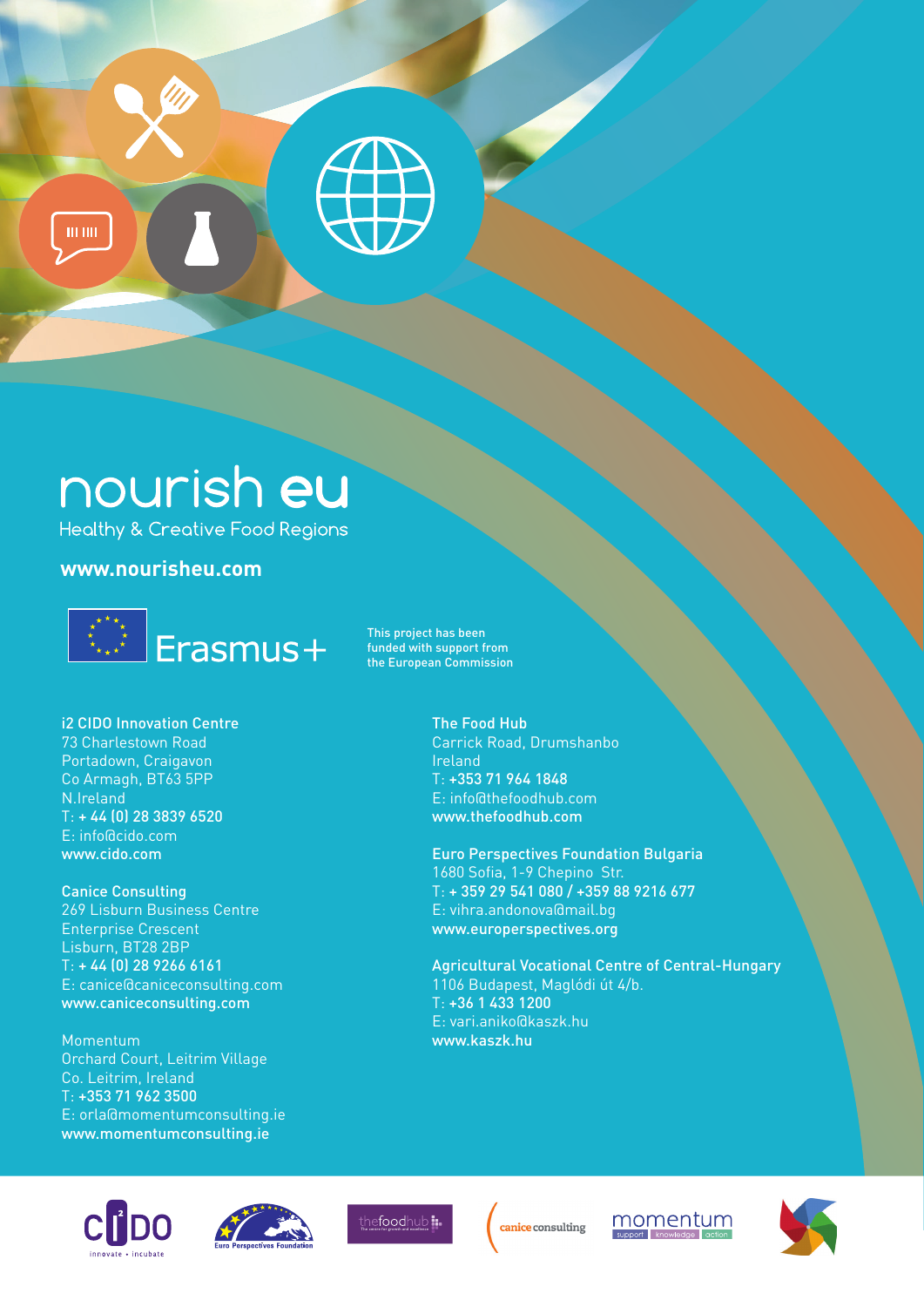# nourish eu

Healthy & Creative Food Regions

**www.nourisheu.com**

Erasmus+

This project has been funded with support from the European Commission

**i2 CIDO Innovation Centre**
73 Charlestown Road
Portadown, Craigavon
Co Armagh, BT63 5PP
N.Ireland
T: **+ 44 (0) 28 3839 6520**
E: info@cido.com
**www.cido.com**

**Canice Consulting**
269 Lisburn Business Centre
Enterprise Crescent
Lisburn, BT28 2BP
T: **+ 44 (0) 28 9266 6161**
E: canice@caniceconsulting.com
**www.caniceconsulting.com**

Momentum
Orchard Court, Leitrim Village
Co. Leitrim, Ireland
T: **+353 71 962 3500**
E: orla@momentumconsulting.ie
**www.momentumconsulting.ie**

**The Food Hub**
Carrick Road, Drumshanbo
Ireland
T: **+353 71 964 1848**
E: info@thefoodhub.com
**www.thefoodhub.com**

**Euro Perspectives Foundation Bulgaria**
1680 Sofia, 1-9 Chepino Str.
T: **+ 359 29 541 080 / +359 88 9216 677**
E: vihra.andonova@mail.bg
**www.europerspectives.org**

**Agricultural Vocational Centre of Central-Hungary**
1106 Budapest, Maglódi út 4/b.
T: **+36 1 433 1200**
E: vari.aniko@kaszk.hu
**www.kaszk.hu**